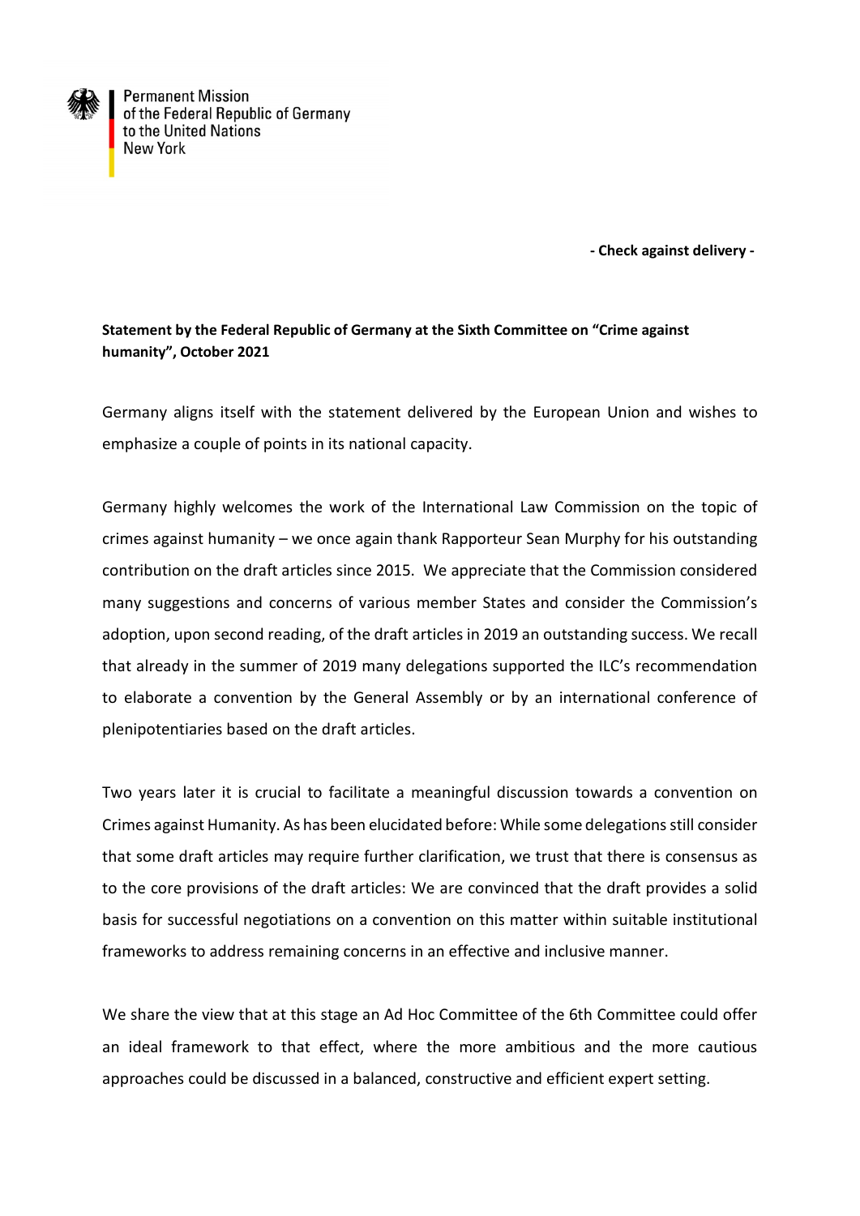Permanent Mission
of the Federal Republic of Germany
to the United Nations
New York

**- Check against delivery -**

**Statement by the Federal Republic of Germany at the Sixth Committee on "Crime against humanity", October 2021**

Germany aligns itself with the statement delivered by the European Union and wishes to emphasize a couple of points in its national capacity.

Germany highly welcomes the work of the International Law Commission on the topic of crimes against humanity – we once again thank Rapporteur Sean Murphy for his outstanding contribution on the draft articles since 2015. We appreciate that the Commission considered many suggestions and concerns of various member States and consider the Commission's adoption, upon second reading, of the draft articles in 2019 an outstanding success. We recall that already in the summer of 2019 many delegations supported the ILC's recommendation to elaborate a convention by the General Assembly or by an international conference of plenipotentiaries based on the draft articles.

Two years later it is crucial to facilitate a meaningful discussion towards a convention on Crimes against Humanity. As has been elucidated before: While some delegations still consider that some draft articles may require further clarification, we trust that there is consensus as to the core provisions of the draft articles: We are convinced that the draft provides a solid basis for successful negotiations on a convention on this matter within suitable institutional frameworks to address remaining concerns in an effective and inclusive manner.

We share the view that at this stage an Ad Hoc Committee of the 6th Committee could offer an ideal framework to that effect, where the more ambitious and the more cautious approaches could be discussed in a balanced, constructive and efficient expert setting.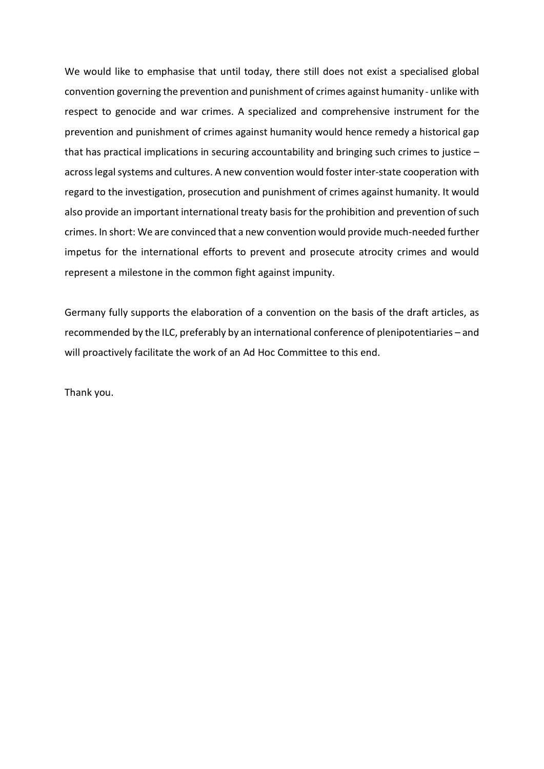We would like to emphasise that until today, there still does not exist a specialised global convention governing the prevention and punishment of crimes against humanity - unlike with respect to genocide and war crimes. A specialized and comprehensive instrument for the prevention and punishment of crimes against humanity would hence remedy a historical gap that has practical implications in securing accountability and bringing such crimes to justice – across legal systems and cultures. A new convention would foster inter-state cooperation with regard to the investigation, prosecution and punishment of crimes against humanity. It would also provide an important international treaty basis for the prohibition and prevention of such crimes. In short: We are convinced that a new convention would provide much-needed further impetus for the international efforts to prevent and prosecute atrocity crimes and would represent a milestone in the common fight against impunity.

Germany fully supports the elaboration of a convention on the basis of the draft articles, as recommended by the ILC, preferably by an international conference of plenipotentiaries – and will proactively facilitate the work of an Ad Hoc Committee to this end.

Thank you.